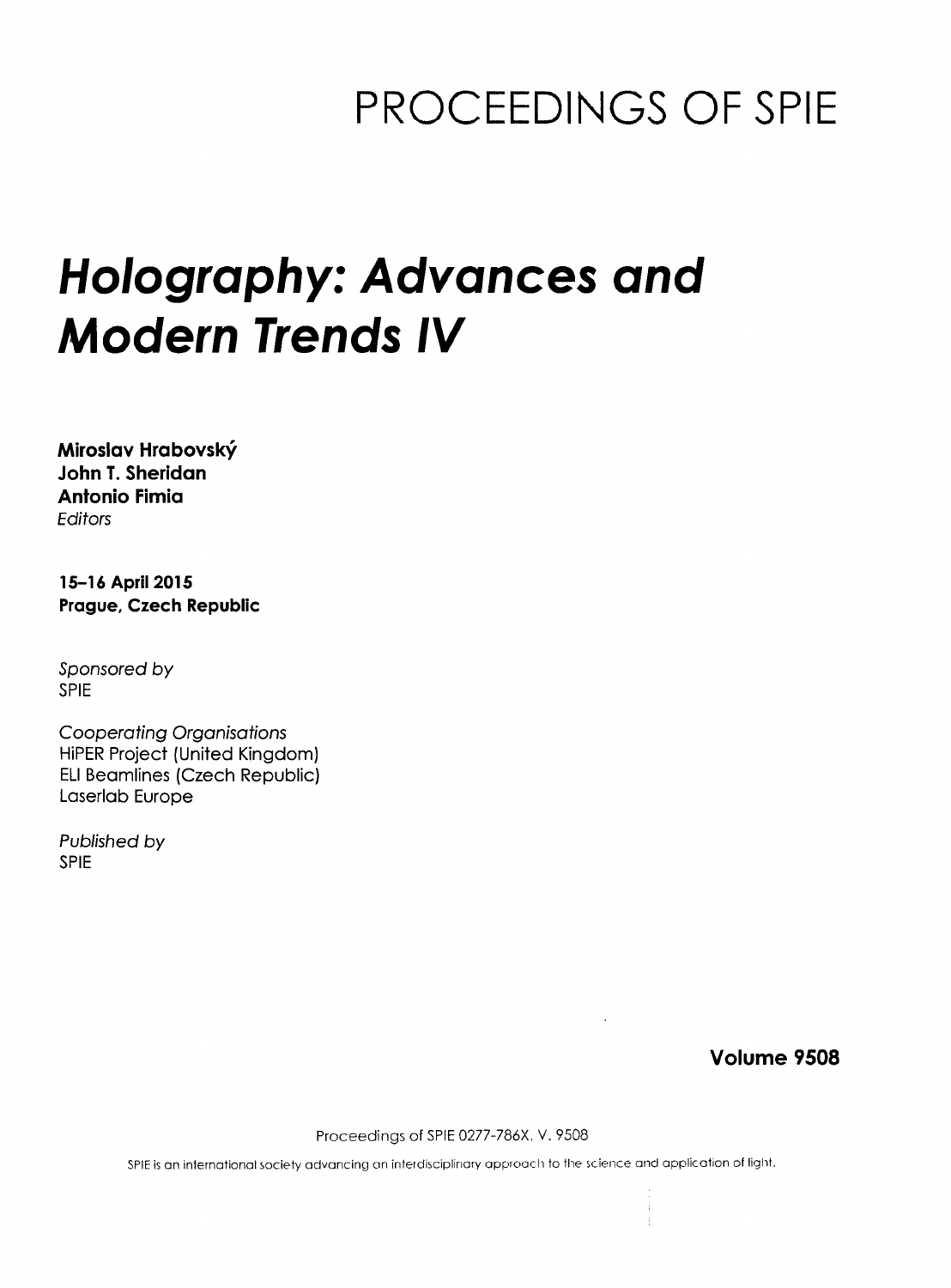# PROCEEDINGS OF SPIE

# *Holography: Advances and Modern Trends IV*

**Miroslav Hrabovský**
**John T. Sheridan**
**Antonio Fimia**
*Editors*

**15–16 April 2015**
**Prague, Czech Republic**

*Sponsored by*
SPIE

*Cooperating Organisations*
HiPER Project (United Kingdom)
ELI Beamlines (Czech Republic)
Laserlab Europe

*Published by*
SPIE

**Volume 9508**

Proceedings of SPIE 0277-786X, V. 9508

SPIE is an international society advancing an interdisciplinary approach to the science and application of light.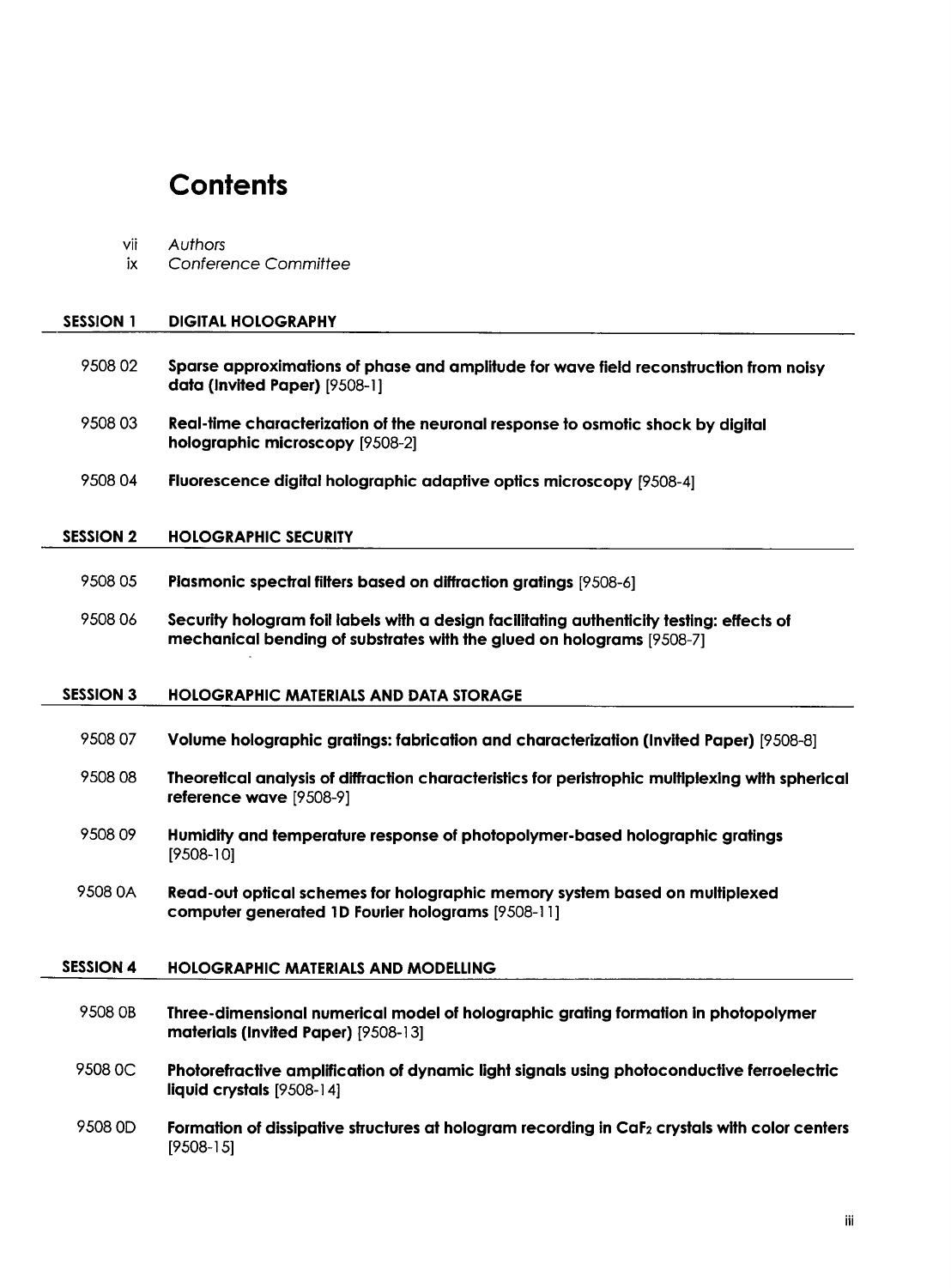# Contents

vii *Authors*
ix *Conference Committee*

## SESSION 1 DIGITAL HOLOGRAPHY

9508 02 **Sparse approximations of phase and amplitude for wave field reconstruction from noisy data (Invited Paper)** [9508-1]

9508 03 **Real-time characterization of the neuronal response to osmotic shock by digital holographic microscopy** [9508-2]

9508 04 **Fluorescence digital holographic adaptive optics microscopy** [9508-4]

## SESSION 2 HOLOGRAPHIC SECURITY

9508 05 **Plasmonic spectral filters based on diffraction gratings** [9508-6]

9508 06 **Security hologram foil labels with a design facilitating authenticity testing: effects of mechanical bending of substrates with the glued on holograms** [9508-7]

## SESSION 3 HOLOGRAPHIC MATERIALS AND DATA STORAGE

9508 07 **Volume holographic gratings: fabrication and characterization (Invited Paper)** [9508-8]

9508 08 **Theoretical analysis of diffraction characteristics for peristrophic multiplexing with spherical reference wave** [9508-9]

9508 09 **Humidity and temperature response of photopolymer-based holographic gratings** [9508-10]

9508 0A **Read-out optical schemes for holographic memory system based on multiplexed computer generated 1D Fourier holograms** [9508-11]

## SESSION 4 HOLOGRAPHIC MATERIALS AND MODELLING

9508 0B **Three-dimensional numerical model of holographic grating formation in photopolymer materials (Invited Paper)** [9508-13]

9508 0C **Photorefractive amplification of dynamic light signals using photoconductive ferroelectric liquid crystals** [9508-14]

9508 0D **Formation of dissipative structures at hologram recording in $CaF_2$ crystals with color centers** [9508-15]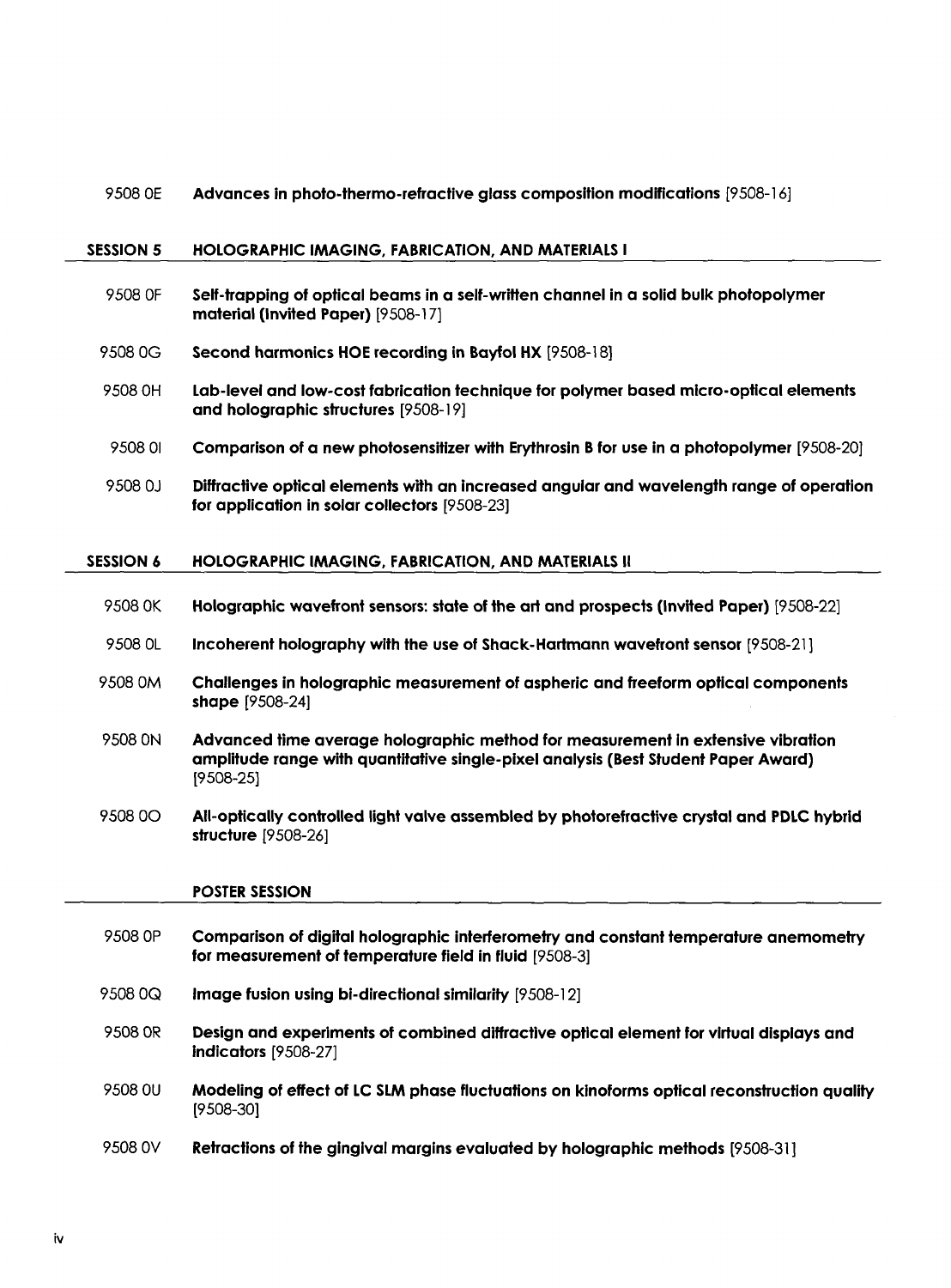9508 0E **Advances in photo-thermo-refractive glass composition modifications** [9508-16]

## SESSION 5 HOLOGRAPHIC IMAGING, FABRICATION, AND MATERIALS I

9508 0F **Self-trapping of optical beams in a self-written channel in a solid bulk photopolymer material (Invited Paper)** [9508-17]

9508 0G **Second harmonics HOE recording in Bayfol HX** [9508-18]

9508 0H **Lab-level and low-cost fabrication technique for polymer based micro-optical elements and holographic structures** [9508-19]

9508 0I **Comparison of a new photosensitizer with Erythrosin B for use in a photopolymer** [9508-20]

9508 0J **Diffractive optical elements with an increased angular and wavelength range of operation for application in solar collectors** [9508-23]

## SESSION 6 HOLOGRAPHIC IMAGING, FABRICATION, AND MATERIALS II

9508 0K **Holographic wavefront sensors: state of the art and prospects (Invited Paper)** [9508-22]

9508 0L **Incoherent holography with the use of Shack-Hartmann wavefront sensor** [9508-21]

9508 0M **Challenges in holographic measurement of aspheric and freeform optical components shape** [9508-24]

9508 0N **Advanced time average holographic method for measurement in extensive vibration amplitude range with quantitative single-pixel analysis (Best Student Paper Award)** [9508-25]

9508 0O **All-optically controlled light valve assembled by photorefractive crystal and PDLC hybrid structure** [9508-26]

## POSTER SESSION

9508 0P **Comparison of digital holographic interferometry and constant temperature anemometry for measurement of temperature field in fluid** [9508-3]

9508 0Q **Image fusion using bi-directional similarity** [9508-12]

9508 0R **Design and experiments of combined diffractive optical element for virtual displays and indicators** [9508-27]

9508 0U **Modeling of effect of LC SLM phase fluctuations on kinoforms optical reconstruction quality** [9508-30]

9508 0V **Retractions of the gingival margins evaluated by holographic methods** [9508-31]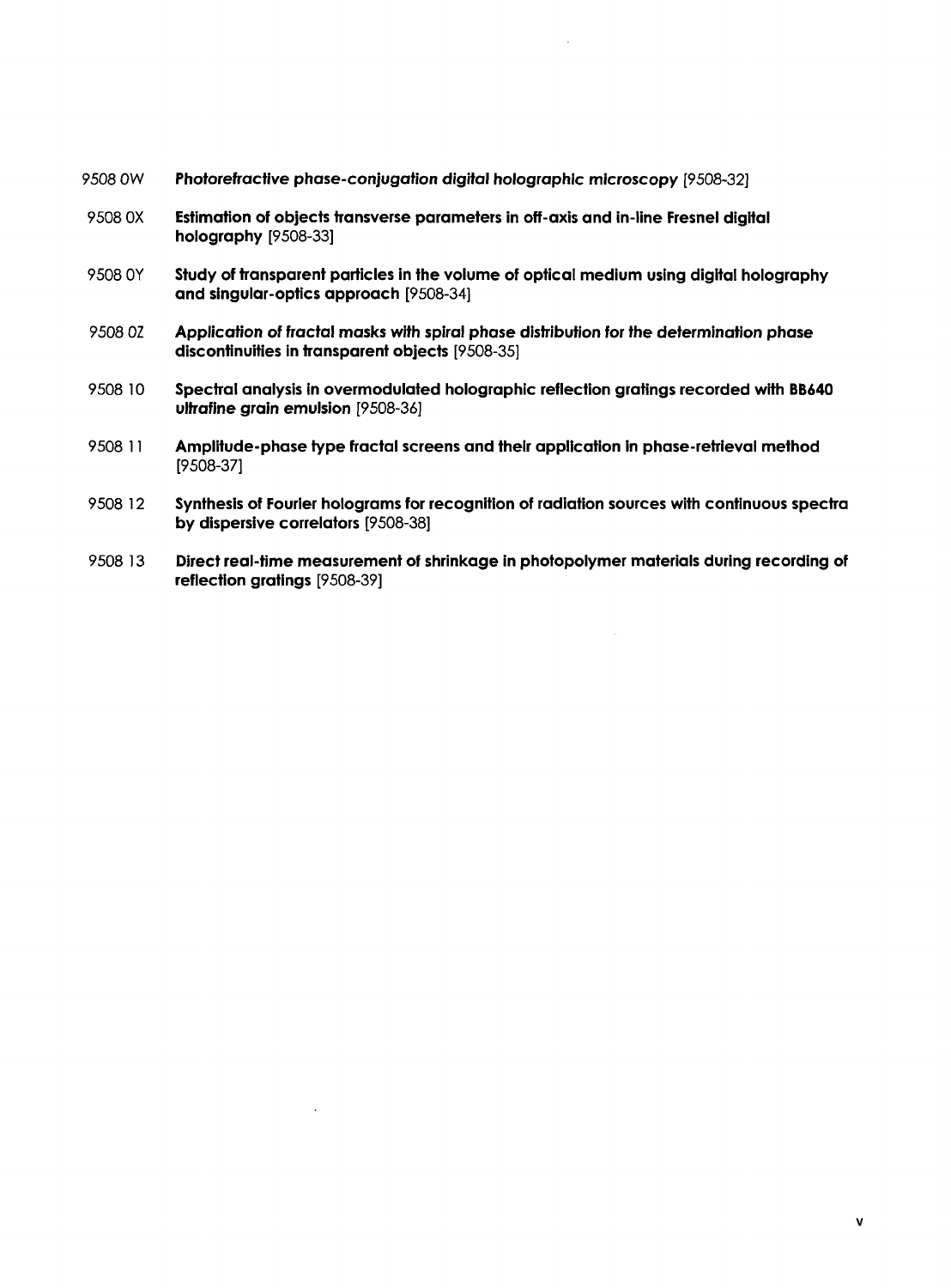9508 0W **Photorefractive phase-conjugation digital holographic microscopy** [9508-32]

9508 0X **Estimation of objects transverse parameters in off-axis and in-line Fresnel digital holography** [9508-33]

9508 0Y **Study of transparent particles in the volume of optical medium using digital holography and singular-optics approach** [9508-34]

9508 0Z **Application of fractal masks with spiral phase distribution for the determination phase discontinuities in transparent objects** [9508-35]

9508 10 **Spectral analysis in overmodulated holographic reflection gratings recorded with BB640 ultrafine grain emulsion** [9508-36]

9508 11 **Amplitude-phase type fractal screens and their application in phase-retrieval method** [9508-37]

9508 12 **Synthesis of Fourier holograms for recognition of radiation sources with continuous spectra by dispersive correlators** [9508-38]

9508 13 **Direct real-time measurement of shrinkage in photopolymer materials during recording of reflection gratings** [9508-39]